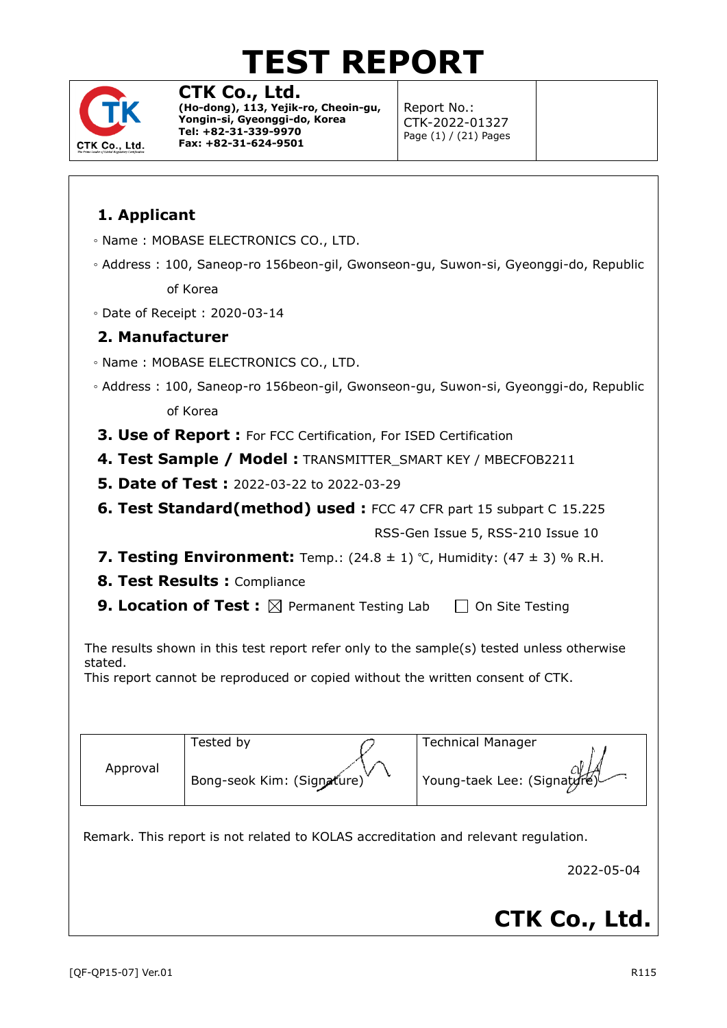# TEST REPORT

| **CTK Co., Ltd.**<br>(Ho-dong), 113, Yejik-ro, Cheoin-gu, Yongin-si, Gyeonggi-do, Korea<br>Tel: +82-31-339-9970<br>Fax: +82-31-624-9501 | Report No.:<br>CTK-2022-01327<br>Page (1) / (21) Pages | |
|---|---|---|

## 1. Applicant

◦ Name : MOBASE ELECTRONICS CO., LTD.

◦ Address : 100, Saneop-ro 156beon-gil, Gwonseon-gu, Suwon-si, Gyeonggi-do, Republic of Korea

◦ Date of Receipt : 2020-03-14

## 2. Manufacturer

◦ Name : MOBASE ELECTRONICS CO., LTD.

◦ Address : 100, Saneop-ro 156beon-gil, Gwonseon-gu, Suwon-si, Gyeonggi-do, Republic of Korea

**3. Use of Report :** For FCC Certification, For ISED Certification

**4. Test Sample / Model :** TRANSMITTER_SMART KEY / MBECFOB2211

**5. Date of Test :** 2022-03-22 to 2022-03-29

**6. Test Standard(method) used :** FCC 47 CFR part 15 subpart C 15.225
RSS-Gen Issue 5, RSS-210 Issue 10

**7. Testing Environment:** Temp.: (24.8 ± 1) ℃, Humidity: (47 ± 3) % R.H.

**8. Test Results :** Compliance

**9. Location of Test :** ☒ Permanent Testing Lab ☐ On Site Testing

The results shown in this test report refer only to the sample(s) tested unless otherwise stated.
This report cannot be reproduced or copied without the written consent of CTK.

| Approval | Tested by<br>Bong-seok Kim: (Signature) | Technical Manager<br>Young-taek Lee: (Signature) |
|---|---|---|

Remark. This report is not related to KOLAS accreditation and relevant regulation.

2022-05-04

**CTK Co., Ltd.**

[QF-QP15-07] Ver.01 R115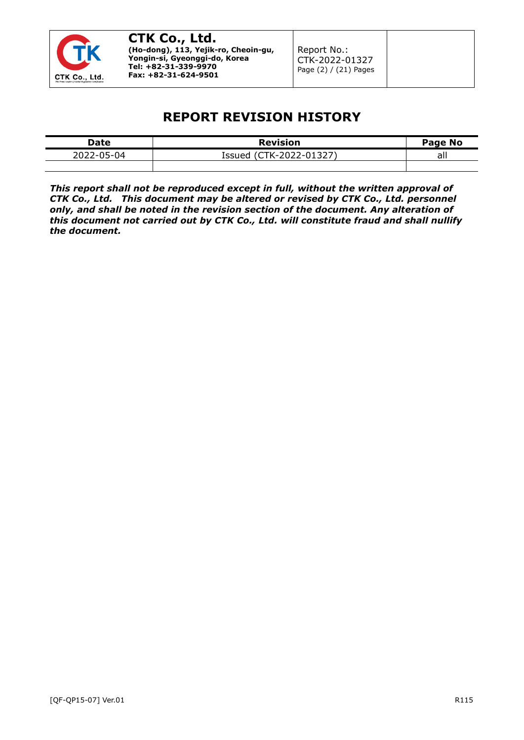# REPORT REVISION HISTORY

| Date | Revision | Page No |
|---|---|---|
| 2022-05-04 | Issued (CTK-2022-01327) | all |
| | | |

***This report shall not be reproduced except in full, without the written approval of CTK Co., Ltd. This document may be altered or revised by CTK Co., Ltd. personnel only, and shall be noted in the revision section of the document. Any alteration of this document not carried out by CTK Co., Ltd. will constitute fraud and shall nullify the document.***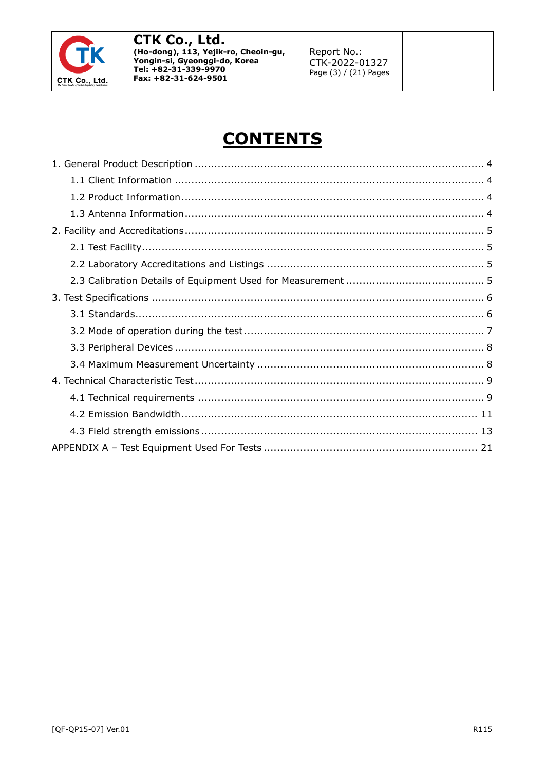# CONTENTS

1. General Product Description ........................................................................................ 4
    - 1.1 Client Information ............................................................................................ 4
    - 1.2 Product Information .......................................................................................... 4
    - 1.3 Antenna Information .......................................................................................... 4
2. Facility and Accreditations ........................................................................................... 5
    - 2.1 Test Facility ....................................................................................................... 5
    - 2.2 Laboratory Accreditations and Listings ................................................................. 5
    - 2.3 Calibration Details of Equipment Used for Measurement ......................................... 5
3. Test Specifications ....................................................................................................... 6
    - 3.1 Standards ........................................................................................................... 6
    - 3.2 Mode of operation during the test ........................................................................ 7
    - 3.3 Peripheral Devices .............................................................................................. 8
    - 3.4 Maximum Measurement Uncertainty .................................................................... 8
4. Technical Characteristic Test ........................................................................................ 9
    - 4.1 Technical requirements ....................................................................................... 9
    - 4.2 Emission Bandwidth ........................................................................................... 11
    - 4.3 Field strength emissions ..................................................................................... 13

APPENDIX A – Test Equipment Used For Tests ................................................................. 21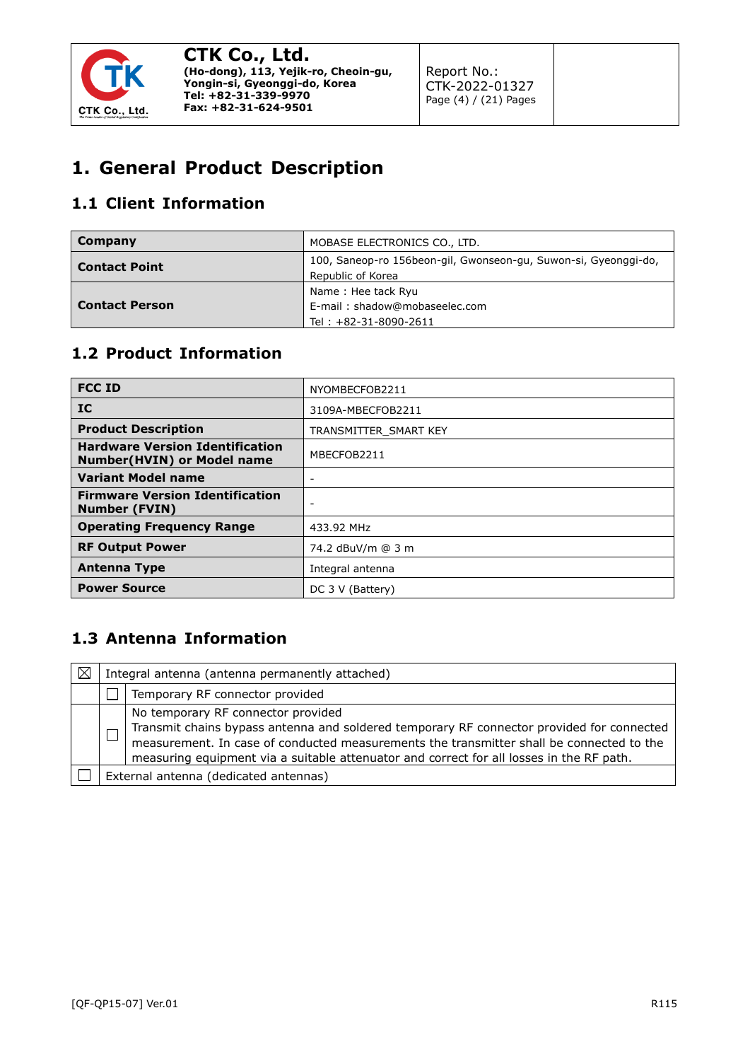# 1. General Product Description

## 1.1 Client Information

| | |
|---|---|
| **Company** | MOBASE ELECTRONICS CO., LTD. |
| **Contact Point** | 100, Saneop-ro 156beon-gil, Gwonseon-gu, Suwon-si, Gyeonggi-do, Republic of Korea |
| **Contact Person** | Name : Hee tack Ryu<br>E-mail : shadow@mobaseelec.com<br>Tel : +82-31-8090-2611 |

## 1.2 Product Information

| | |
|---|---|
| **FCC ID** | NYOMBECFOB2211 |
| **IC** | 3109A-MBECFOB2211 |
| **Product Description** | TRANSMITTER_SMART KEY |
| **Hardware Version Identification Number(HVIN) or Model name** | MBECFOB2211 |
| **Variant Model name** | - |
| **Firmware Version Identification Number (FVIN)** | - |
| **Operating Frequency Range** | 433.92 MHz |
| **RF Output Power** | 74.2 dBuV/m @ 3 m |
| **Antenna Type** | Integral antenna |
| **Power Source** | DC 3 V (Battery) |

## 1.3 Antenna Information

| | | |
|---|---|---|
| ☒ | Integral antenna (antenna permanently attached) | |
| | ☐ | Temporary RF connector provided |
| | ☐ | No temporary RF connector provided<br>Transmit chains bypass antenna and soldered temporary RF connector provided for connected measurement. In case of conducted measurements the transmitter shall be connected to the measuring equipment via a suitable attenuator and correct for all losses in the RF path. |
| ☐ | External antenna (dedicated antennas) | |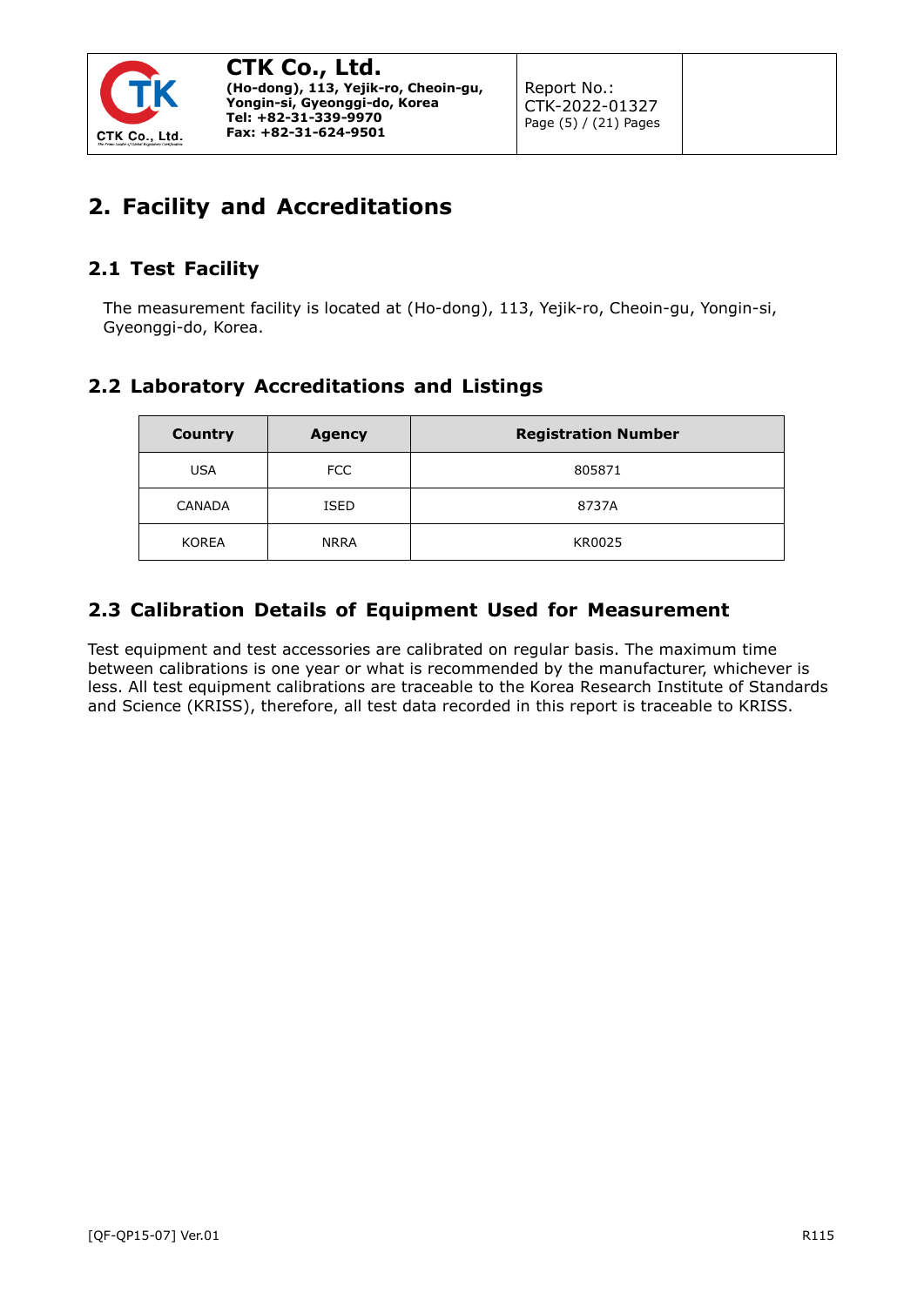# 2. Facility and Accreditations

## 2.1 Test Facility

The measurement facility is located at (Ho-dong), 113, Yejik-ro, Cheoin-gu, Yongin-si, Gyeonggi-do, Korea.

## 2.2 Laboratory Accreditations and Listings

| Country | Agency | Registration Number |
| --- | --- | --- |
| USA | FCC | 805871 |
| CANADA | ISED | 8737A |
| KOREA | NRRA | KR0025 |

## 2.3 Calibration Details of Equipment Used for Measurement

Test equipment and test accessories are calibrated on regular basis. The maximum time between calibrations is one year or what is recommended by the manufacturer, whichever is less. All test equipment calibrations are traceable to the Korea Research Institute of Standards and Science (KRISS), therefore, all test data recorded in this report is traceable to KRISS.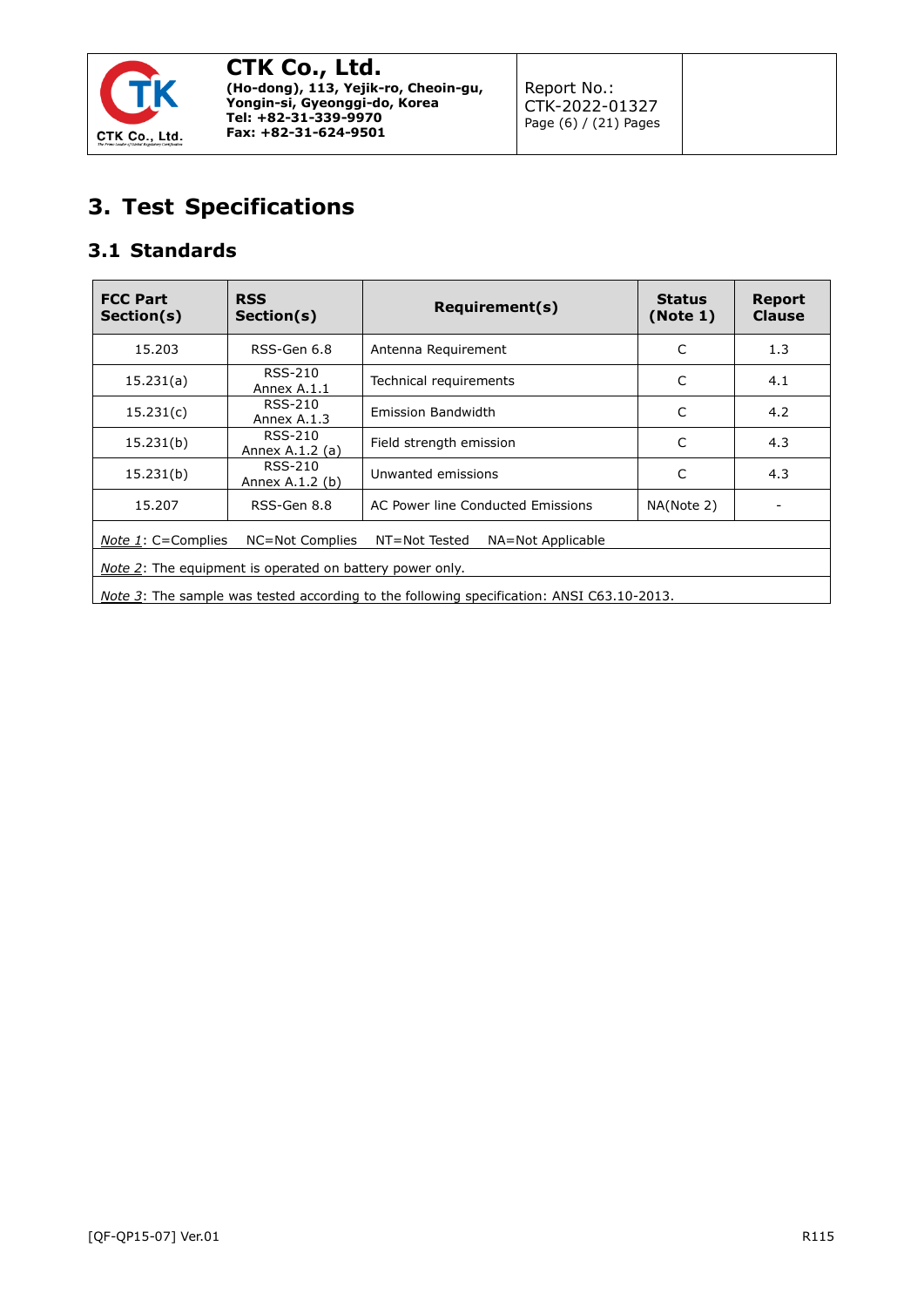## 3. Test Specifications

### 3.1 Standards

| FCC Part Section(s) | RSS Section(s) | Requirement(s) | Status (Note 1) | Report Clause |
|---|---|---|---|---|
| 15.203 | RSS-Gen 6.8 | Antenna Requirement | C | 1.3 |
| 15.231(a) | RSS-210 Annex A.1.1 | Technical requirements | C | 4.1 |
| 15.231(c) | RSS-210 Annex A.1.3 | Emission Bandwidth | C | 4.2 |
| 15.231(b) | RSS-210 Annex A.1.2 (a) | Field strength emission | C | 4.3 |
| 15.231(b) | RSS-210 Annex A.1.2 (b) | Unwanted emissions | C | 4.3 |
| 15.207 | RSS-Gen 8.8 | AC Power line Conducted Emissions | NA(Note 2) | - |

*Note 1*: C=Complies NC=Not Complies NT=Not Tested NA=Not Applicable

*Note 2*: The equipment is operated on battery power only.

*Note 3*: The sample was tested according to the following specification: ANSI C63.10-2013.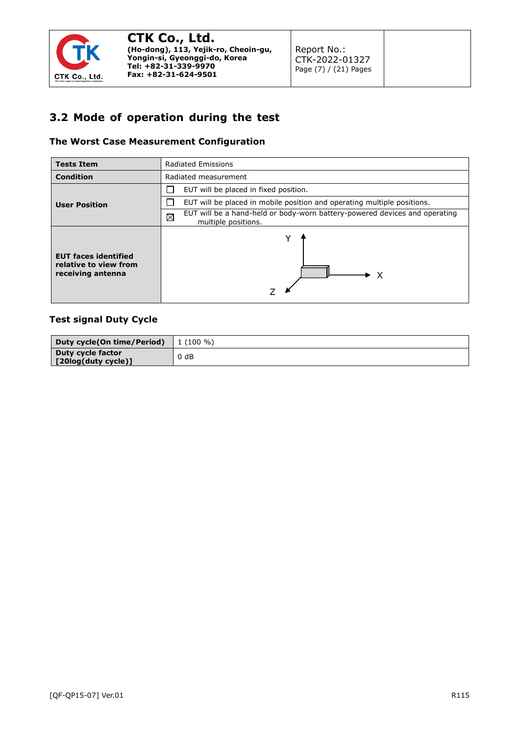## 3.2 Mode of operation during the test

### The Worst Case Measurement Configuration

| **Tests Item** | Radiated Emissions |
|---|---|
| **Condition** | Radiated measurement |
| **User Position** | ☐ EUT will be placed in fixed position. |
| | ☐ EUT will be placed in mobile position and operating multiple positions. |
| | ☒ EUT will be a hand-held or body-worn battery-powered devices and operating multiple positions. |
| **EUT faces identified relative to view from receiving antenna** | Y, X, Z |

### Test signal Duty Cycle

| **Duty cycle(On time/Period)** | 1 (100 %) |
|---|---|
| **Duty cycle factor [20log(duty cycle)]** | 0 dB |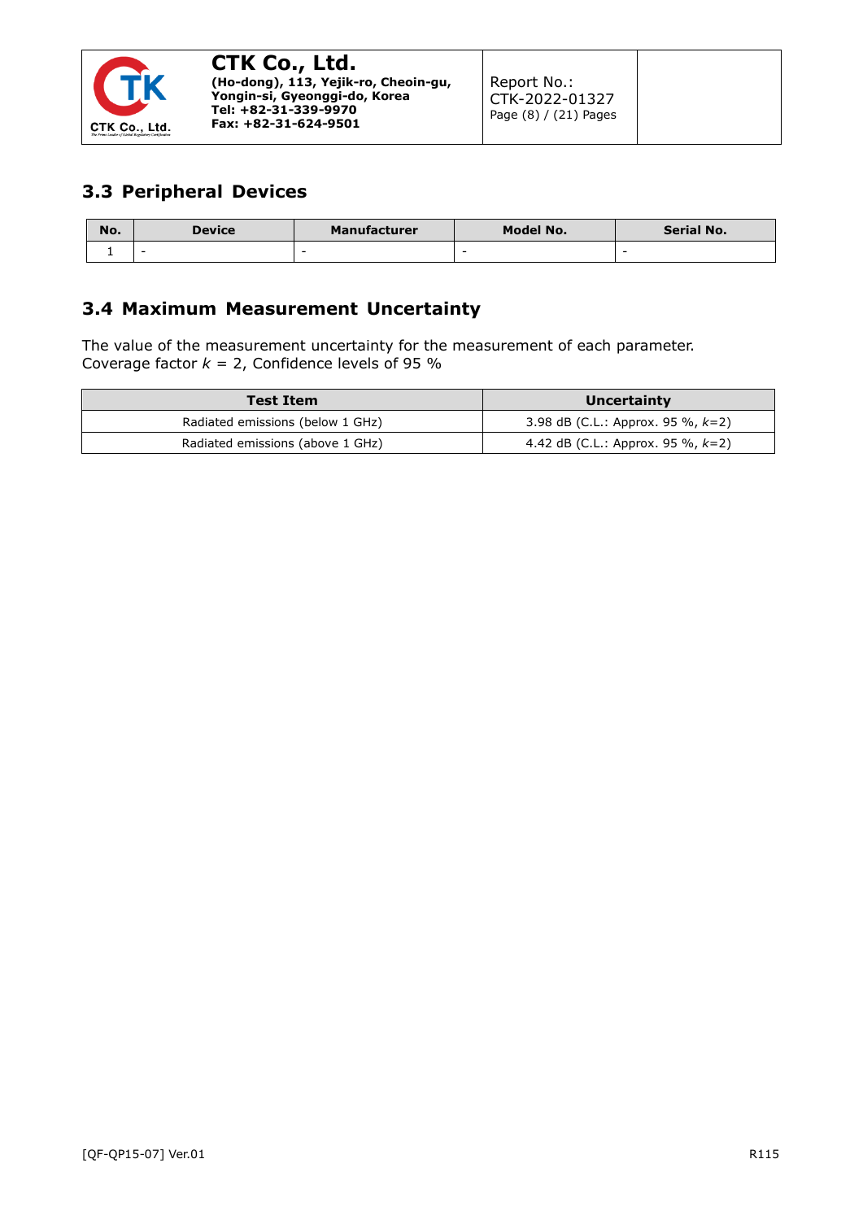## 3.3 Peripheral Devices

| No. | Device | Manufacturer | Model No. | Serial No. |
|---|---|---|---|---|
| 1 | - | - | - | - |

## 3.4 Maximum Measurement Uncertainty

The value of the measurement uncertainty for the measurement of each parameter.
Coverage factor $k$ = 2, Confidence levels of 95 %

| Test Item | Uncertainty |
|---|---|
| Radiated emissions (below 1 GHz) | 3.98 dB (C.L.: Approx. 95 %, $k$=2) |
| Radiated emissions (above 1 GHz) | 4.42 dB (C.L.: Approx. 95 %, $k$=2) |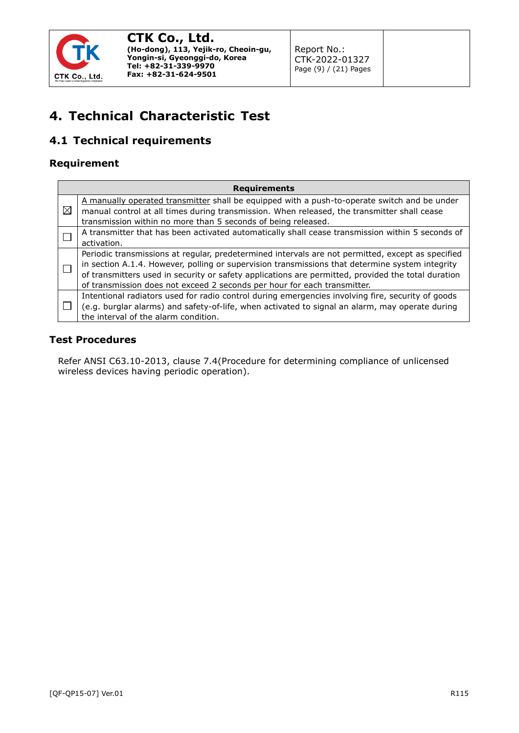# 4. Technical Characteristic Test

## 4.1 Technical requirements

### Requirement

| | Requirements |
|---|---|
| ☒ | A manually operated transmitter shall be equipped with a push-to-operate switch and be under manual control at all times during transmission. When released, the transmitter shall cease transmission within no more than 5 seconds of being released. |
| ☐ | A transmitter that has been activated automatically shall cease transmission within 5 seconds of activation. |
| ☐ | Periodic transmissions at regular, predetermined intervals are not permitted, except as specified in section A.1.4. However, polling or supervision transmissions that determine system integrity of transmitters used in security or safety applications are permitted, provided the total duration of transmission does not exceed 2 seconds per hour for each transmitter. |
| ☐ | Intentional radiators used for radio control during emergencies involving fire, security of goods (e.g. burglar alarms) and safety-of-life, when activated to signal an alarm, may operate during the interval of the alarm condition. |

### Test Procedures

Refer ANSI C63.10-2013, clause 7.4(Procedure for determining compliance of unlicensed wireless devices having periodic operation).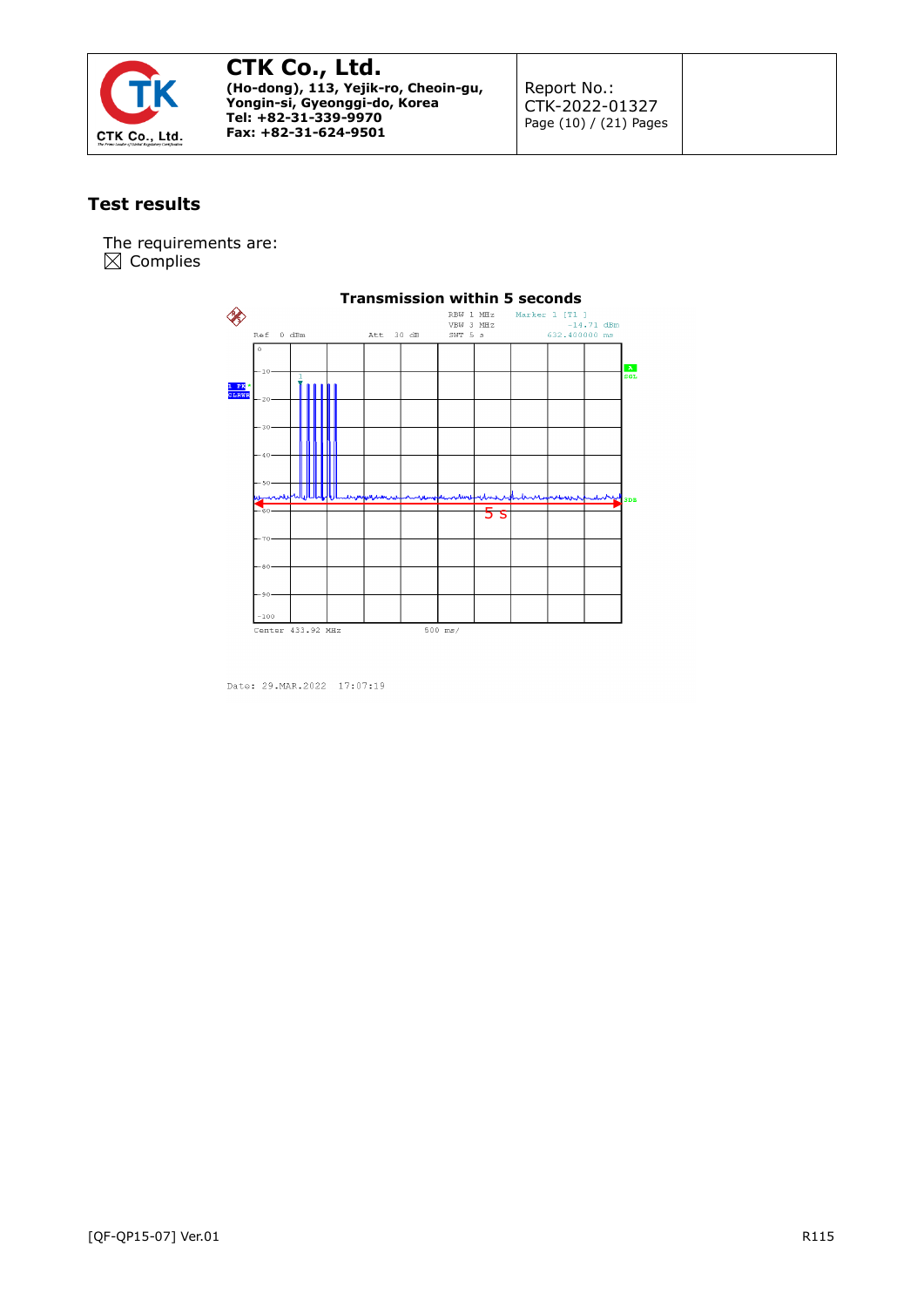## Test results

The requirements are:
☒ Complies

**Transmission within 5 seconds**

RBW 1 MHz  Marker 1 [T1 ]
VBW 3 MHz  -14.71 dBm
Ref 0 dBm  Att 30 dB  SWT 5 s  632.400000 ms

5 s

Center 433.92 MHz  500 ms/

Date: 29.MAR.2022 17:07:19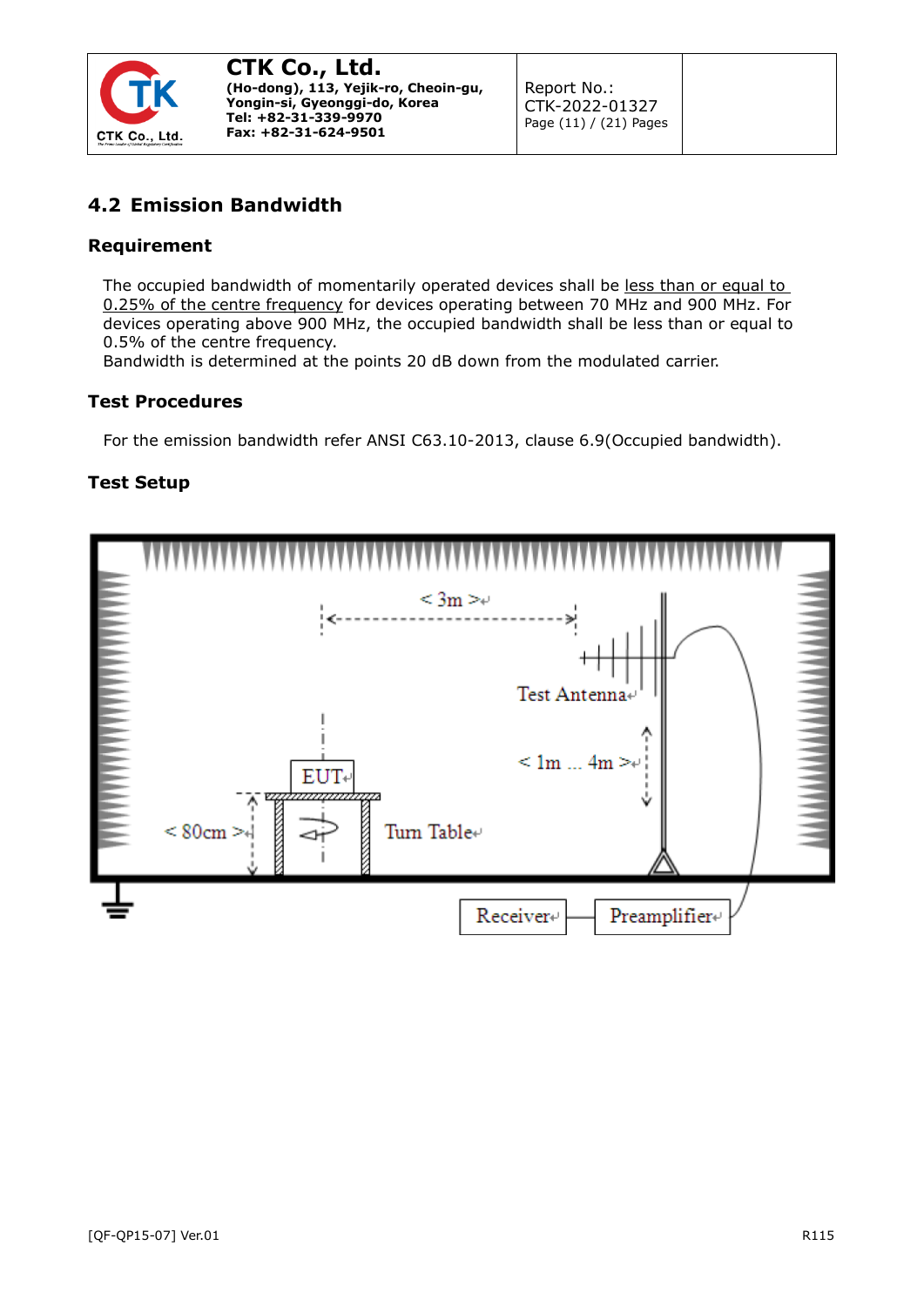## 4.2 Emission Bandwidth

### Requirement

The occupied bandwidth of momentarily operated devices shall be less than or equal to 0.25% of the centre frequency for devices operating between 70 MHz and 900 MHz. For devices operating above 900 MHz, the occupied bandwidth shall be less than or equal to 0.5% of the centre frequency.
Bandwidth is determined at the points 20 dB down from the modulated carrier.

### Test Procedures

For the emission bandwidth refer ANSI C63.10-2013, clause 6.9(Occupied bandwidth).

### Test Setup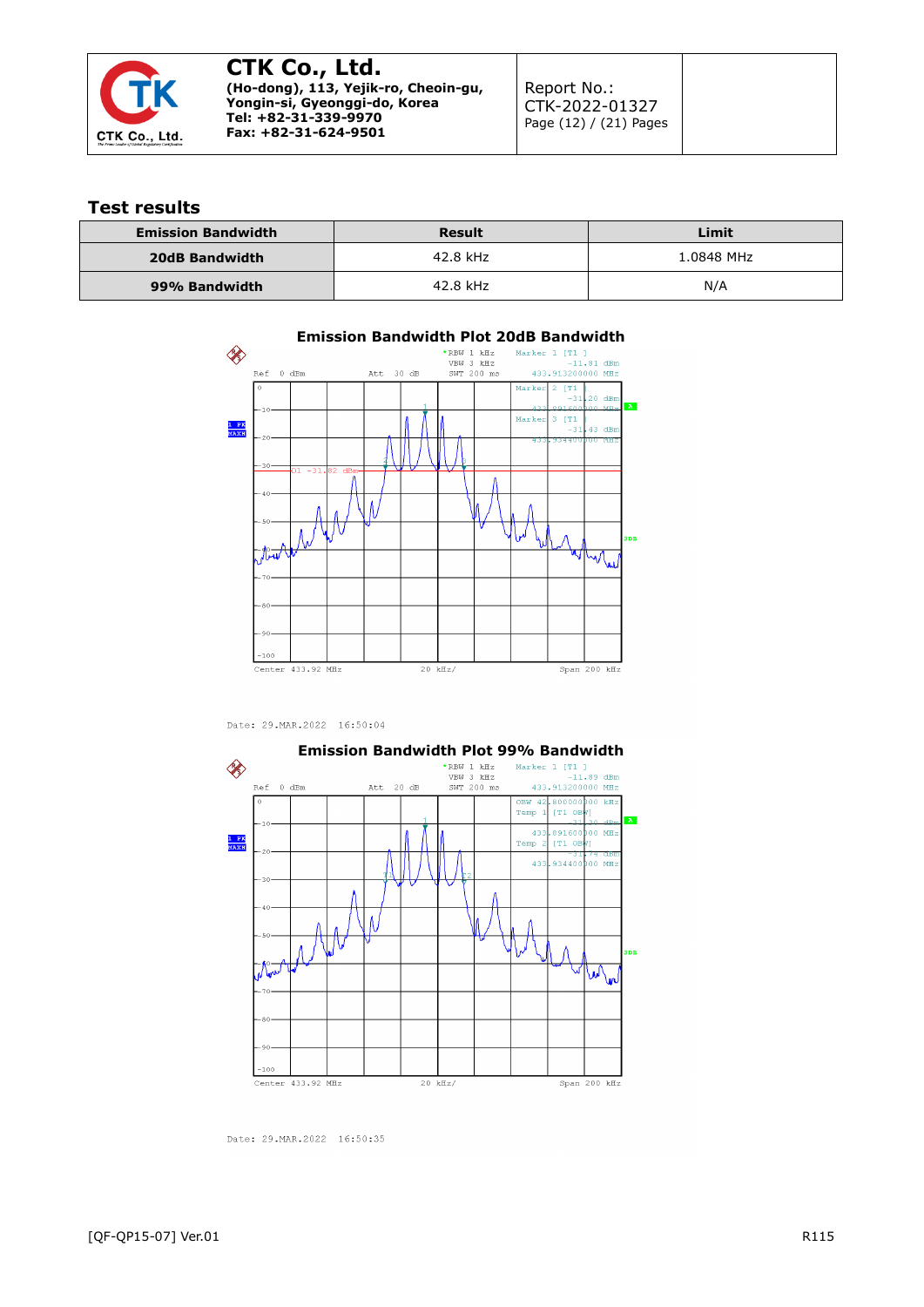## Test results

| Emission Bandwidth | Result | Limit |
|---|---|---|
| **20dB Bandwidth** | 42.8 kHz | 1.0848 MHz |
| **99% Bandwidth** | 42.8 kHz | N/A |

**Emission Bandwidth Plot 20dB Bandwidth**

Date: 29.MAR.2022 16:50:04

**Emission Bandwidth Plot 99% Bandwidth**

Date: 29.MAR.2022 16:50:35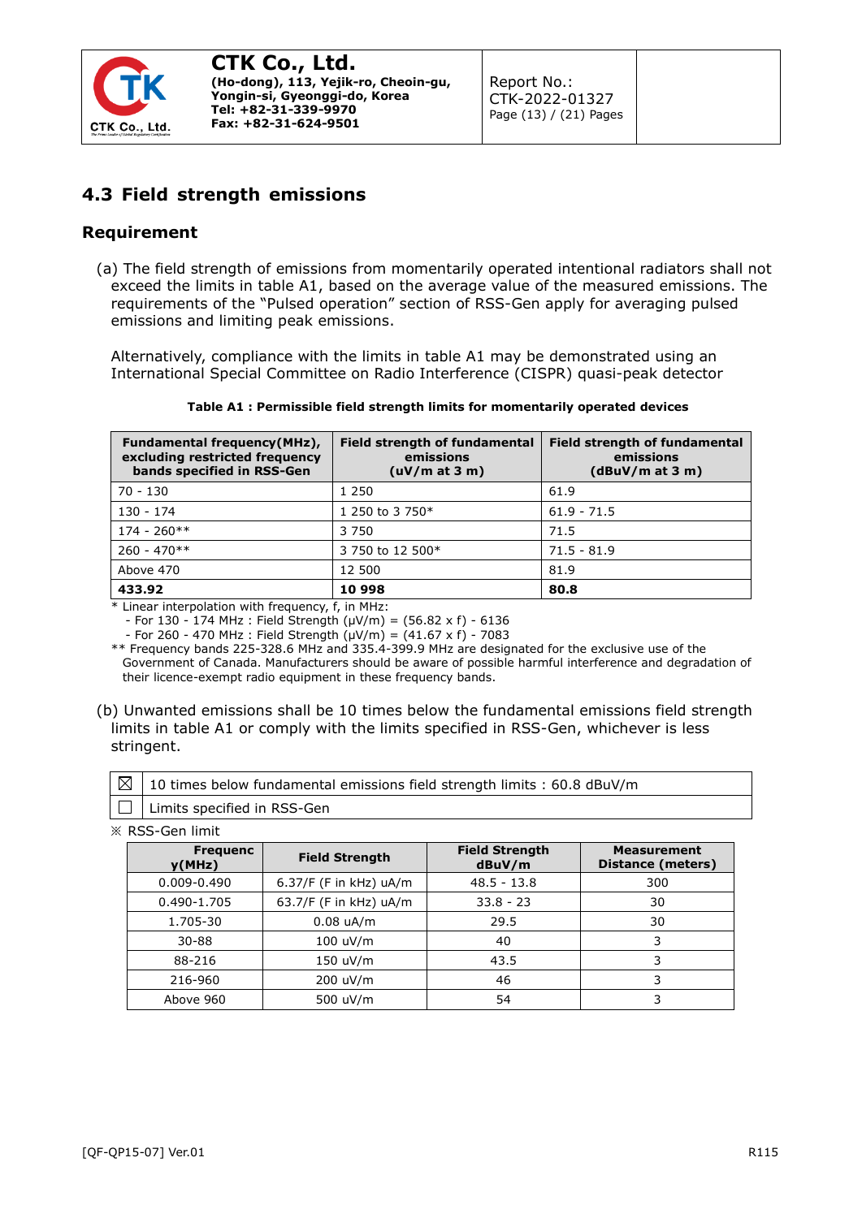## 4.3 Field strength emissions

### Requirement

(a) The field strength of emissions from momentarily operated intentional radiators shall not exceed the limits in table A1, based on the average value of the measured emissions. The requirements of the "Pulsed operation" section of RSS-Gen apply for averaging pulsed emissions and limiting peak emissions.

Alternatively, compliance with the limits in table A1 may be demonstrated using an International Special Committee on Radio Interference (CISPR) quasi-peak detector

**Table A1 : Permissible field strength limits for momentarily operated devices**

| Fundamental frequency(MHz), excluding restricted frequency bands specified in RSS-Gen | Field strength of fundamental emissions (uV/m at 3 m) | Field strength of fundamental emissions (dBuV/m at 3 m) |
|---|---|---|
| 70 - 130 | 1 250 | 61.9 |
| 130 - 174 | 1 250 to 3 750* | 61.9 - 71.5 |
| 174 - 260** | 3 750 | 71.5 |
| 260 - 470** | 3 750 to 12 500* | 71.5 - 81.9 |
| Above 470 | 12 500 | 81.9 |
| **433.92** | **10 998** | **80.8** |

\* Linear interpolation with frequency, f, in MHz:
- For 130 - 174 MHz : Field Strength (μV/m) = (56.82 x f) - 6136
- For 260 - 470 MHz : Field Strength (μV/m) = (41.67 x f) - 7083

** Frequency bands 225-328.6 MHz and 335.4-399.9 MHz are designated for the exclusive use of the Government of Canada. Manufacturers should be aware of possible harmful interference and degradation of their licence-exempt radio equipment in these frequency bands.

(b) Unwanted emissions shall be 10 times below the fundamental emissions field strength limits in table A1 or comply with the limits specified in RSS-Gen, whichever is less stringent.

| | |
|---|---|
| ☒ | 10 times below fundamental emissions field strength limits : 60.8 dBuV/m |
| ☐ | Limits specified in RSS-Gen |

※ RSS-Gen limit

| Frequency(MHz) | Field Strength | Field Strength dBuV/m | Measurement Distance (meters) |
|---|---|---|---|
| 0.009-0.490 | 6.37/F (F in kHz) uA/m | 48.5 - 13.8 | 300 |
| 0.490-1.705 | 63.7/F (F in kHz) uA/m | 33.8 - 23 | 30 |
| 1.705-30 | 0.08 uA/m | 29.5 | 30 |
| 30-88 | 100 uV/m | 40 | 3 |
| 88-216 | 150 uV/m | 43.5 | 3 |
| 216-960 | 200 uV/m | 46 | 3 |
| Above 960 | 500 uV/m | 54 | 3 |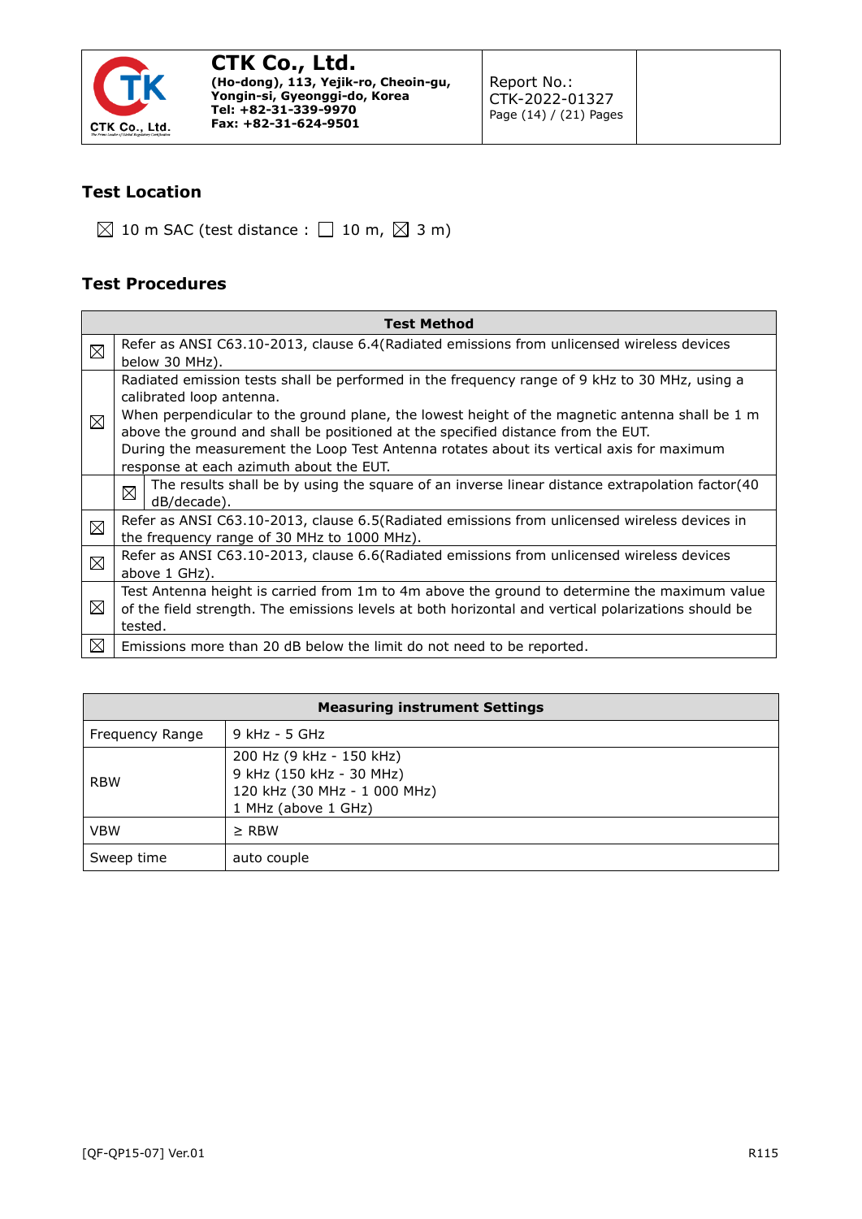## Test Location

☒ 10 m SAC (test distance : ☐ 10 m, ☒ 3 m)

## Test Procedures

| Test Method | | |
|---|---|---|
| ☒ | Refer as ANSI C63.10-2013, clause 6.4(Radiated emissions from unlicensed wireless devices below 30 MHz). | |
| ☒ | Radiated emission tests shall be performed in the frequency range of 9 kHz to 30 MHz, using a calibrated loop antenna.<br>When perpendicular to the ground plane, the lowest height of the magnetic antenna shall be 1 m above the ground and shall be positioned at the specified distance from the EUT.<br>During the measurement the Loop Test Antenna rotates about its vertical axis for maximum response at each azimuth about the EUT. | |
| | ☒ | The results shall be by using the square of an inverse linear distance extrapolation factor(40 dB/decade). |
| ☒ | Refer as ANSI C63.10-2013, clause 6.5(Radiated emissions from unlicensed wireless devices in the frequency range of 30 MHz to 1000 MHz). | |
| ☒ | Refer as ANSI C63.10-2013, clause 6.6(Radiated emissions from unlicensed wireless devices above 1 GHz). | |
| ☒ | Test Antenna height is carried from 1m to 4m above the ground to determine the maximum value of the field strength. The emissions levels at both horizontal and vertical polarizations should be tested. | |
| ☒ | Emissions more than 20 dB below the limit do not need to be reported. | |

| Measuring instrument Settings | |
|---|---|
| Frequency Range | 9 kHz - 5 GHz |
| RBW | 200 Hz (9 kHz - 150 kHz)<br>9 kHz (150 kHz - 30 MHz)<br>120 kHz (30 MHz - 1 000 MHz)<br>1 MHz (above 1 GHz) |
| VBW | ≥ RBW |
| Sweep time | auto couple |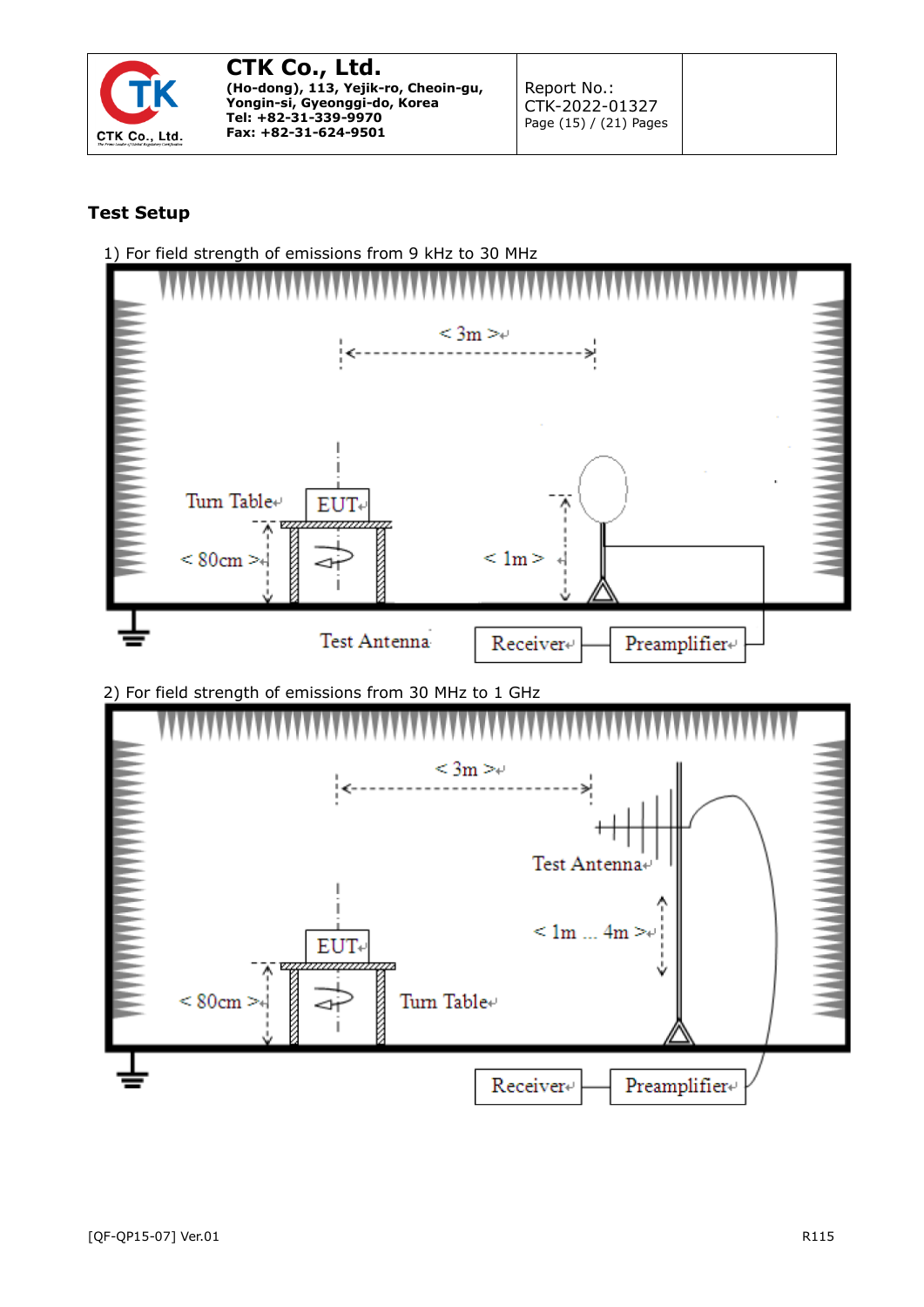## Test Setup

1) For field strength of emissions from 9 kHz to 30 MHz

2) For field strength of emissions from 30 MHz to 1 GHz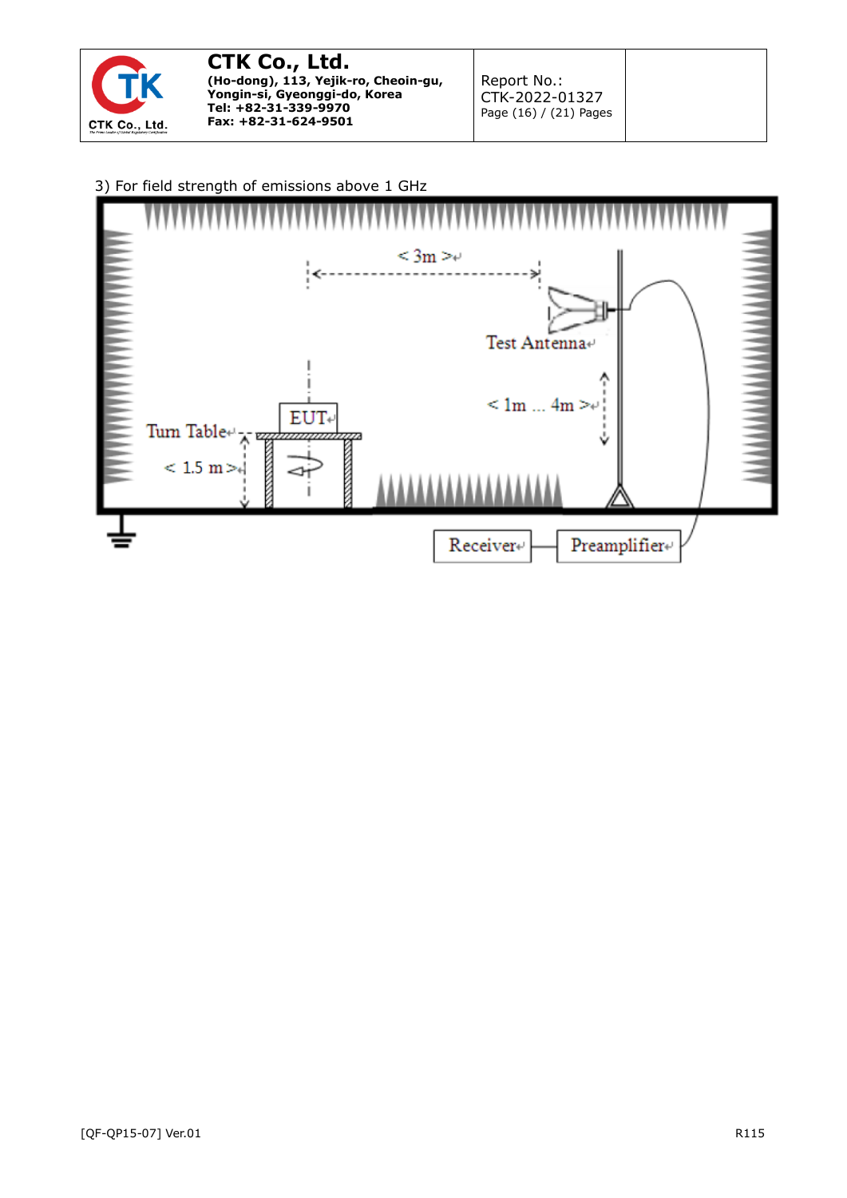3) For field strength of emissions above 1 GHz

< 3m >

Test Antenna

< 1m ... 4m >

EUT

Turn Table

< 1.5 m >

Receiver

Preamplifier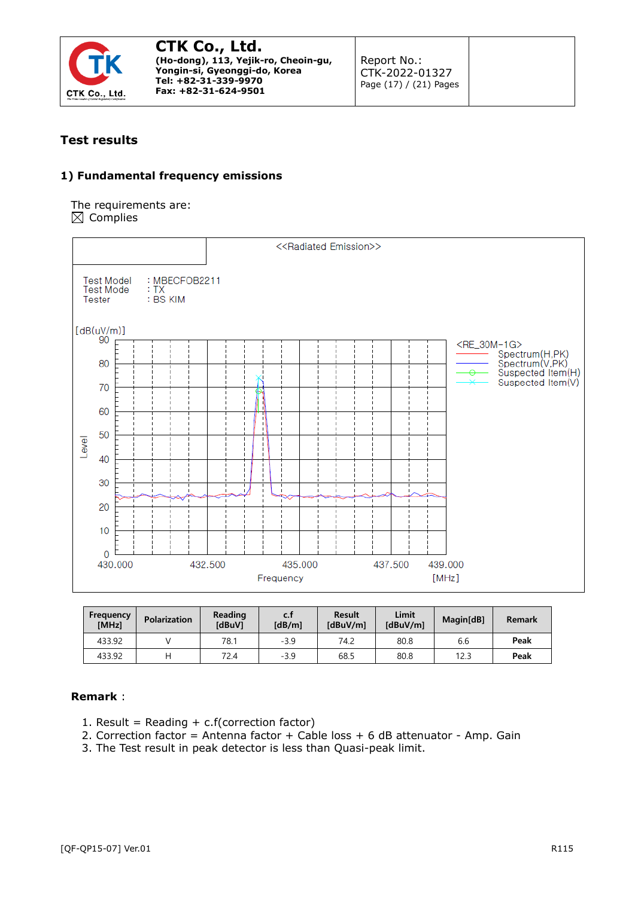## Test results

### 1) Fundamental frequency emissions

The requirements are:
☒ Complies

<<Radiated Emission>>

Test Model : MBECFOB2211
Test Mode : TX
Tester : BS KIM

| Frequency [MHz] | Polarization | Reading [dBuV] | c.f [dB/m] | Result [dBuV/m] | Limit [dBuV/m] | Magin[dB] | Remark |
|---|---|---|---|---|---|---|---|
| 433.92 | V | 78.1 | -3.9 | 74.2 | 80.8 | 6.6 | Peak |
| 433.92 | H | 72.4 | -3.9 | 68.5 | 80.8 | 12.3 | Peak |

**Remark** :

1. Result = Reading + c.f(correction factor)
2. Correction factor = Antenna factor + Cable loss + 6 dB attenuator - Amp. Gain
3. The Test result in peak detector is less than Quasi-peak limit.

[QF-QP15-07] Ver.01 R115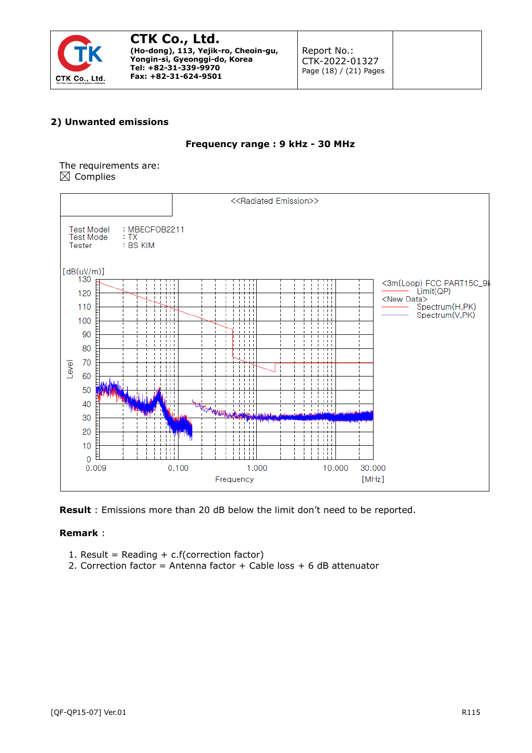## 2) Unwanted emissions

**Frequency range : 9 kHz - 30 MHz**

The requirements are:

☒ Complies

<<Radiated Emission>>

Test Model : MBECFOB2211
Test Mode : TX
Tester : BS KIM

[dB(uV/m)]

<3m(Loop) FCC PART15C_9k
Limit(QP)
<New Data>
Spectrum(H,PK)
Spectrum(V,PK)

Level

Frequency [MHz]

**Result** : Emissions more than 20 dB below the limit don't need to be reported.

**Remark** :

1. Result = Reading + c.f(correction factor)
2. Correction factor = Antenna factor + Cable loss + 6 dB attenuator

[QF-QP15-07] Ver.01 R115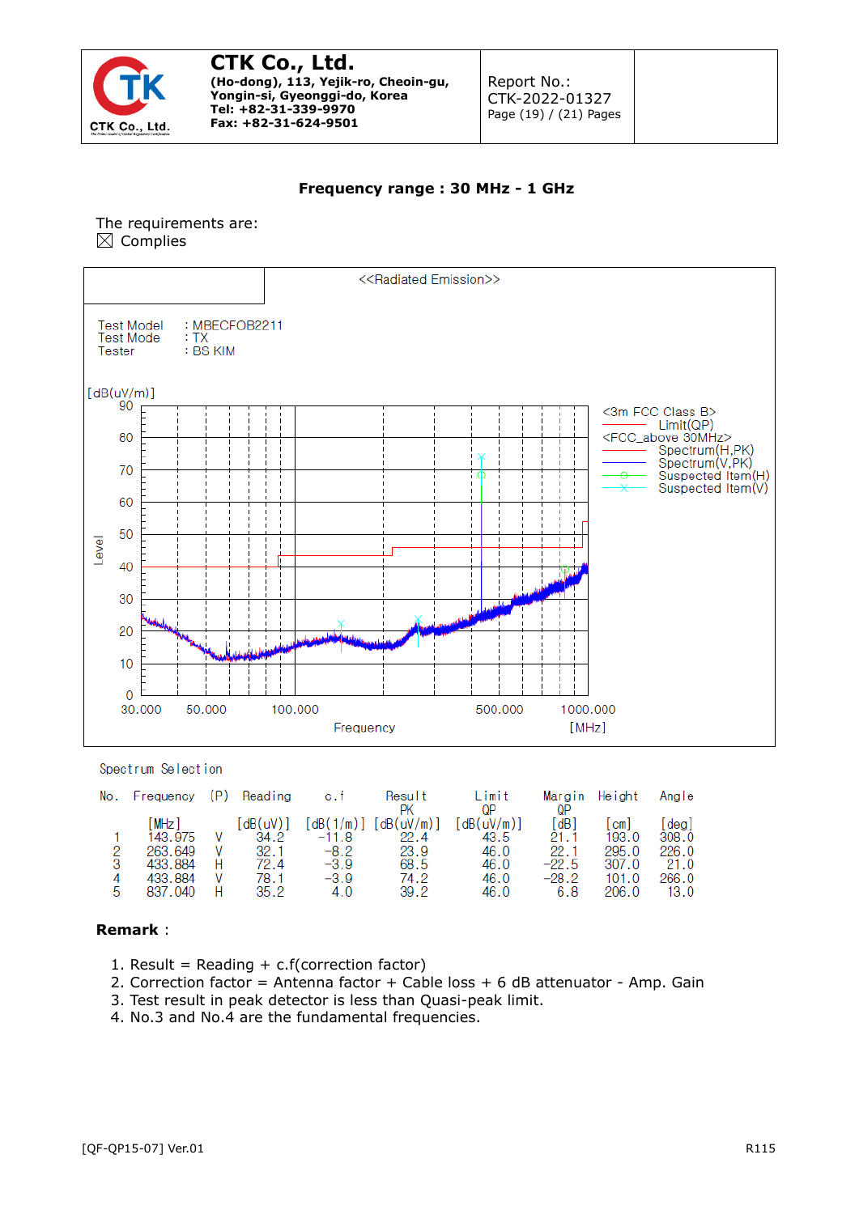**Frequency range : 30 MHz - 1 GHz**

The requirements are:

☒ Complies

<<Radiated Emission>>

Test Model : MBECFOB2211
Test Mode : TX
Tester : BS KIM

[dB(uV/m)]

<3m FCC Class B>
Limit(QP)
<FCC_above 30MHz>
Spectrum(H,PK)
Spectrum(V,PK)
Suspected Item(H)
Suspected Item(V)

Level

Frequency [MHz]

Spectrum Selection

| No. | Frequency [MHz] | (P) | Reading [dB(uV)] | c.f [dB(1/m)] | Result PK [dB(uV/m)] | Limit QP [dB(uV/m)] | Margin QP [dB] | Height [cm] | Angle [deg] |
|---|---|---|---|---|---|---|---|---|---|
| 1 | 143.975 | V | 34.2 | -11.8 | 22.4 | 43.5 | 21.1 | 193.0 | 308.0 |
| 2 | 263.649 | V | 32.1 | -8.2 | 23.9 | 46.0 | 22.1 | 295.0 | 226.0 |
| 3 | 433.884 | H | 72.4 | -3.9 | 68.5 | 46.0 | -22.5 | 307.0 | 21.0 |
| 4 | 433.884 | V | 78.1 | -3.9 | 74.2 | 46.0 | -28.2 | 101.0 | 266.0 |
| 5 | 837.040 | H | 35.2 | 4.0 | 39.2 | 46.0 | 6.8 | 206.0 | 13.0 |

**Remark** :

1. Result = Reading + c.f(correction factor)
2. Correction factor = Antenna factor + Cable loss + 6 dB attenuator - Amp. Gain
3. Test result in peak detector is less than Quasi-peak limit.
4. No.3 and No.4 are the fundamental frequencies.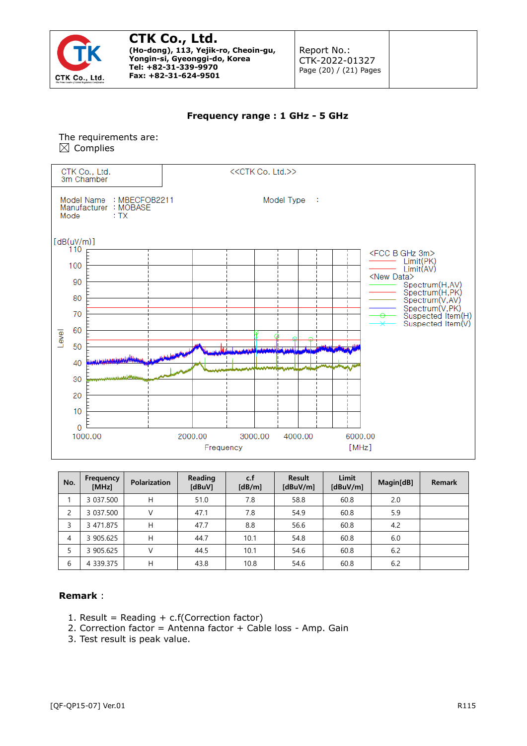### Frequency range : 1 GHz - 5 GHz

The requirements are:
☒ Complies

CTK Co., Ltd.
3m Chamber

<<CTK Co. Ltd.>>

Model Name : MBECFOB2211
Manufacturer : MOBASE
Mode : TX

Model Type :

| No. | Frequency [MHz] | Polarization | Reading [dBuV] | c.f [dB/m] | Result [dBuV/m] | Limit [dBuV/m] | Magin[dB] | Remark |
|---|---|---|---|---|---|---|---|---|
| 1 | 3 037.500 | H | 51.0 | 7.8 | 58.8 | 60.8 | 2.0 | |
| 2 | 3 037.500 | V | 47.1 | 7.8 | 54.9 | 60.8 | 5.9 | |
| 3 | 3 471.875 | H | 47.7 | 8.8 | 56.6 | 60.8 | 4.2 | |
| 4 | 3 905.625 | H | 44.7 | 10.1 | 54.8 | 60.8 | 6.0 | |
| 5 | 3 905.625 | V | 44.5 | 10.1 | 54.6 | 60.8 | 6.2 | |
| 6 | 4 339.375 | H | 43.8 | 10.8 | 54.6 | 60.8 | 6.2 | |

**Remark** :

1. Result = Reading + c.f(Correction factor)
2. Correction factor = Antenna factor + Cable loss - Amp. Gain
3. Test result is peak value.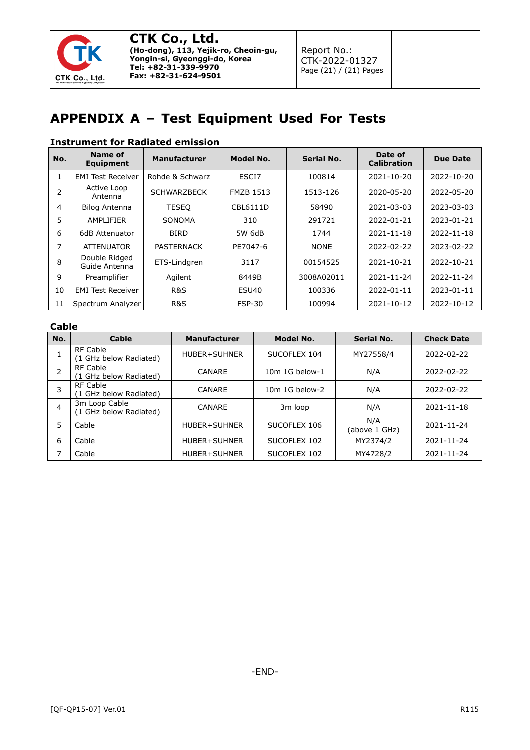# APPENDIX A – Test Equipment Used For Tests

### Instrument for Radiated emission

| No. | Name of Equipment | Manufacturer | Model No. | Serial No. | Date of Calibration | Due Date |
|---|---|---|---|---|---|---|
| 1 | EMI Test Receiver | Rohde & Schwarz | ESCI7 | 100814 | 2021-10-20 | 2022-10-20 |
| 2 | Active Loop Antenna | SCHWARZBECK | FMZB 1513 | 1513-126 | 2020-05-20 | 2022-05-20 |
| 4 | Bilog Antenna | TESEQ | CBL6111D | 58490 | 2021-03-03 | 2023-03-03 |
| 5 | AMPLIFIER | SONOMA | 310 | 291721 | 2022-01-21 | 2023-01-21 |
| 6 | 6dB Attenuator | BIRD | 5W 6dB | 1744 | 2021-11-18 | 2022-11-18 |
| 7 | ATTENUATOR | PASTERNACK | PE7047-6 | NONE | 2022-02-22 | 2023-02-22 |
| 8 | Double Ridged Guide Antenna | ETS-Lindgren | 3117 | 00154525 | 2021-10-21 | 2022-10-21 |
| 9 | Preamplifier | Agilent | 8449B | 3008A02011 | 2021-11-24 | 2022-11-24 |
| 10 | EMI Test Receiver | R&S | ESU40 | 100336 | 2022-01-11 | 2023-01-11 |
| 11 | Spectrum Analyzer | R&S | FSP-30 | 100994 | 2021-10-12 | 2022-10-12 |

### Cable

| No. | Cable | Manufacturer | Model No. | Serial No. | Check Date |
|---|---|---|---|---|---|
| 1 | RF Cable (1 GHz below Radiated) | HUBER+SUHNER | SUCOFLEX 104 | MY27558/4 | 2022-02-22 |
| 2 | RF Cable (1 GHz below Radiated) | CANARE | 10m 1G below-1 | N/A | 2022-02-22 |
| 3 | RF Cable (1 GHz below Radiated) | CANARE | 10m 1G below-2 | N/A | 2022-02-22 |
| 4 | 3m Loop Cable (1 GHz below Radiated) | CANARE | 3m loop | N/A | 2021-11-18 |
| 5 | Cable | HUBER+SUHNER | SUCOFLEX 106 | N/A (above 1 GHz) | 2021-11-24 |
| 6 | Cable | HUBER+SUHNER | SUCOFLEX 102 | MY2374/2 | 2021-11-24 |
| 7 | Cable | HUBER+SUHNER | SUCOFLEX 102 | MY4728/2 | 2021-11-24 |

-END-